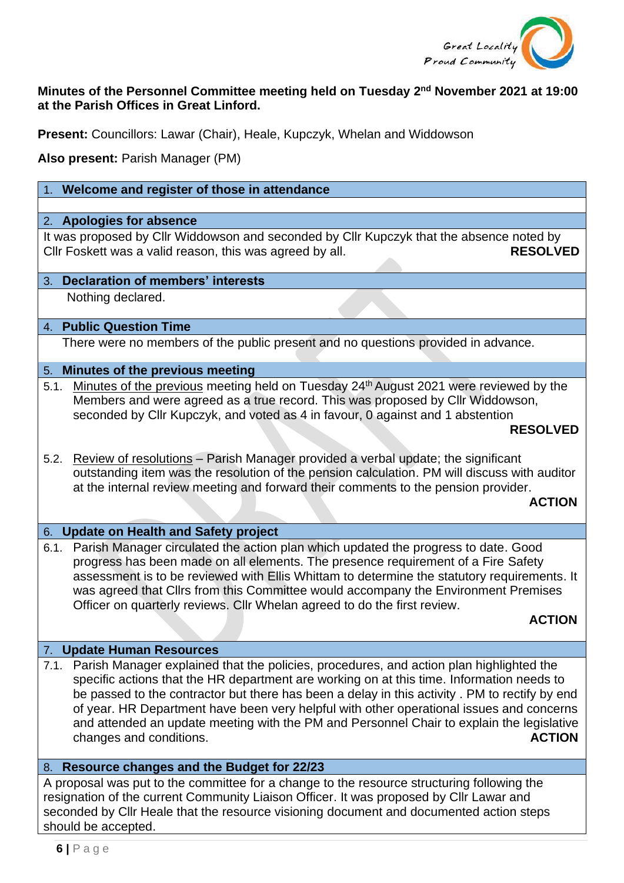**Minutes of the Personnel Committee meeting held on Tuesday 2nd November 2021 at 19:00 at the Parish Offices in Great Linford.**

**Present:** Councillors: Lawar (Chair), Heale, Kupczyk, Whelan and Widdowson

**Also present:** Parish Manager (PM)

## 1. Welcome and register of those in attendance

## 2. Apologies for absence

It was proposed by Cllr Widdowson and seconded by Cllr Kupczyk that the absence noted by Cllr Foskett was a valid reason, this was agreed by all. **RESOLVED**

## 3. Declaration of members' interests

Nothing declared.

## 4. Public Question Time

There were no members of the public present and no questions provided in advance.

## 5. Minutes of the previous meeting

5.1. Minutes of the previous meeting held on Tuesday 24th August 2021 were reviewed by the Members and were agreed as a true record. This was proposed by Cllr Widdowson, seconded by Cllr Kupczyk, and voted as 4 in favour, 0 against and 1 abstention

**RESOLVED**

5.2. Review of resolutions – Parish Manager provided a verbal update; the significant outstanding item was the resolution of the pension calculation. PM will discuss with auditor at the internal review meeting and forward their comments to the pension provider.

**ACTION**

## 6. Update on Health and Safety project

6.1. Parish Manager circulated the action plan which updated the progress to date. Good progress has been made on all elements. The presence requirement of a Fire Safety assessment is to be reviewed with Ellis Whittam to determine the statutory requirements. It was agreed that Cllrs from this Committee would accompany the Environment Premises Officer on quarterly reviews. Cllr Whelan agreed to do the first review.

**ACTION**

## 7. Update Human Resources

7.1. Parish Manager explained that the policies, procedures, and action plan highlighted the specific actions that the HR department are working on at this time. Information needs to be passed to the contractor but there has been a delay in this activity . PM to rectify by end of year. HR Department have been very helpful with other operational issues and concerns and attended an update meeting with the PM and Personnel Chair to explain the legislative changes and conditions. **ACTION**

## 8. Resource changes and the Budget for 22/23

A proposal was put to the committee for a change to the resource structuring following the resignation of the current Community Liaison Officer. It was proposed by Cllr Lawar and seconded by Cllr Heale that the resource visioning document and documented action steps should be accepted.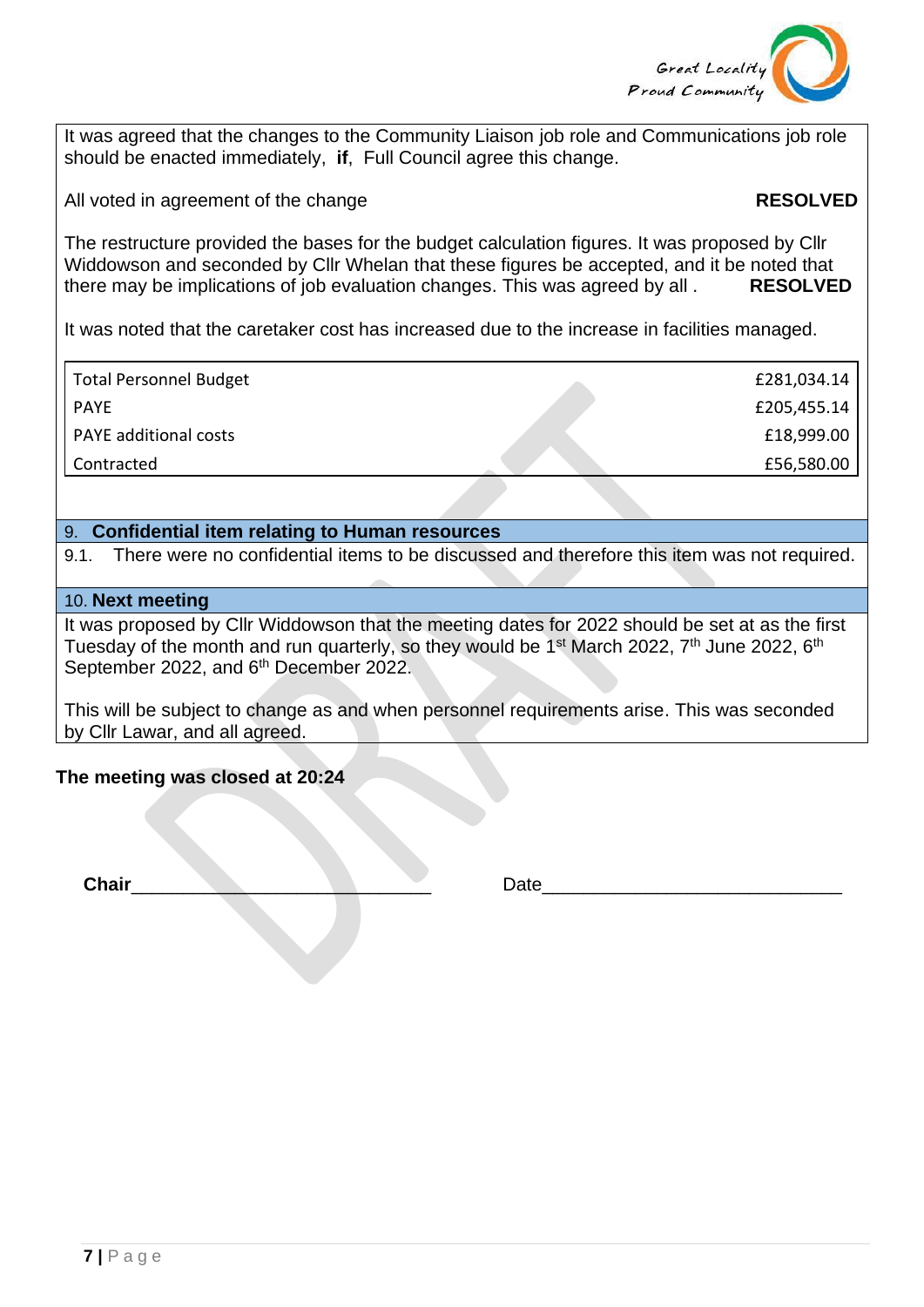It was agreed that the changes to the Community Liaison job role and Communications job role should be enacted immediately, **if**, Full Council agree this change.

All voted in agreement of the change **RESOLVED**

The restructure provided the bases for the budget calculation figures. It was proposed by Cllr Widdowson and seconded by Cllr Whelan that these figures be accepted, and it be noted that there may be implications of job evaluation changes. This was agreed by all . **RESOLVED**

It was noted that the caretaker cost has increased due to the increase in facilities managed.

| | |
|---|---|
| Total Personnel Budget | £281,034.14 |
| PAYE | £205,455.14 |
| PAYE additional costs | £18,999.00 |
| Contracted | £56,580.00 |

## 9. Confidential item relating to Human resources

9.1. There were no confidential items to be discussed and therefore this item was not required.

## 10. Next meeting

It was proposed by Cllr Widdowson that the meeting dates for 2022 should be set at as the first Tuesday of the month and run quarterly, so they would be 1st March 2022, 7th June 2022, 6th September 2022, and 6th December 2022.

This will be subject to change as and when personnel requirements arise. This was seconded by Cllr Lawar, and all agreed.

**The meeting was closed at 20:24**

**Chair**_____________________________ Date_____________________________